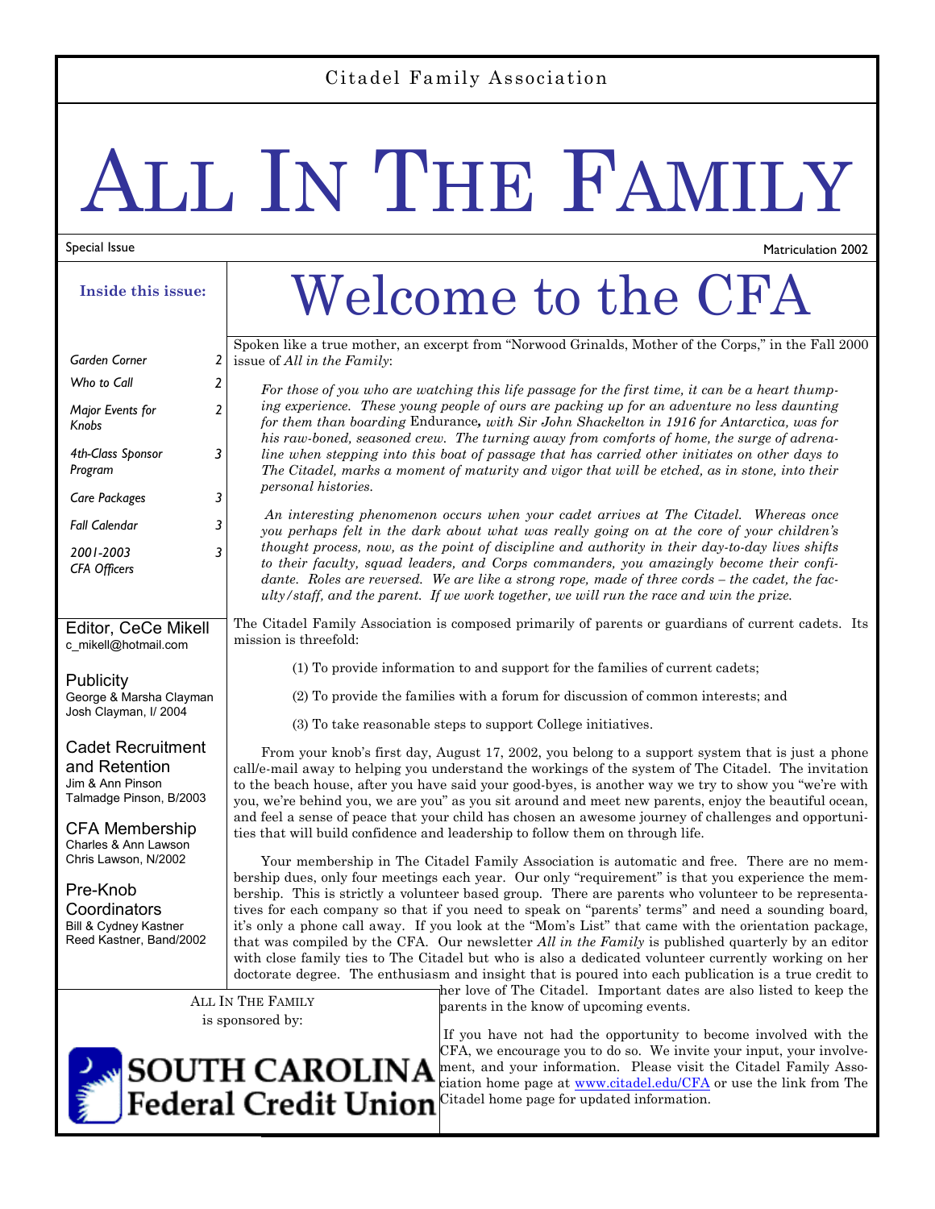Citadel Family Association

# ALL IN THE FAMILY

Special Issue

Matriculation 2002

**Inside this issue:**

| | |
|---|---|
| *Garden Corner* | 2 |
| *Who to Call* | 2 |
| *Major Events for Knobs* | 2 |
| *4th-Class Sponsor Program* | 3 |
| *Care Packages* | 3 |
| *Fall Calendar* | 3 |
| *2001-2003 CFA Officers* | 3 |

Editor, CeCe Mikell
c_mikell@hotmail.com

Publicity
George & Marsha Clayman
Josh Clayman, I/ 2004

Cadet Recruitment and Retention
Jim & Ann Pinson
Talmadge Pinson, B/2003

CFA Membership
Charles & Ann Lawson
Chris Lawson, N/2002

Pre-Knob Coordinators
Bill & Cydney Kastner
Reed Kastner, Band/2002

ALL IN THE FAMILY is sponsored by:

SOUTH CAROLINA Federal Credit Union

## Welcome to the CFA

Spoken like a true mother, an excerpt from "Norwood Grinalds, Mother of the Corps," in the Fall 2000 issue of *All in the Family*:

*For those of you who are watching this life passage for the first time, it can be a heart thumping experience. These young people of ours are packing up for an adventure no less daunting for them than boarding* Endurance*, with Sir John Shackelton in 1916 for Antarctica, was for his raw-boned, seasoned crew. The turning away from comforts of home, the surge of adrenaline when stepping into this boat of passage that has carried other initiates on other days to The Citadel, marks a moment of maturity and vigor that will be etched, as in stone, into their personal histories.*

*An interesting phenomenon occurs when your cadet arrives at The Citadel. Whereas once you perhaps felt in the dark about what was really going on at the core of your children's thought process, now, as the point of discipline and authority in their day-to-day lives shifts to their faculty, squad leaders, and Corps commanders, you amazingly become their confidante. Roles are reversed. We are like a strong rope, made of three cords – the cadet, the faculty/staff, and the parent. If we work together, we will run the race and win the prize.*

The Citadel Family Association is composed primarily of parents or guardians of current cadets. Its mission is threefold:

(1) To provide information to and support for the families of current cadets;

(2) To provide the families with a forum for discussion of common interests; and

(3) To take reasonable steps to support College initiatives.

From your knob's first day, August 17, 2002, you belong to a support system that is just a phone call/e-mail away to helping you understand the workings of the system of The Citadel. The invitation to the beach house, after you have said your good-byes, is another way we try to show you "we're with you, we're behind you, we are you" as you sit around and meet new parents, enjoy the beautiful ocean, and feel a sense of peace that your child has chosen an awesome journey of challenges and opportunities that will build confidence and leadership to follow them on through life.

Your membership in The Citadel Family Association is automatic and free. There are no membership dues, only four meetings each year. Our only "requirement" is that you experience the membership. This is strictly a volunteer based group. There are parents who volunteer to be representatives for each company so that if you need to speak on "parents' terms" and need a sounding board, it's only a phone call away. If you look at the "Mom's List" that came with the orientation package, that was compiled by the CFA. Our newsletter *All in the Family* is published quarterly by an editor with close family ties to The Citadel but who is also a dedicated volunteer currently working on her doctorate degree. The enthusiasm and insight that is poured into each publication is a true credit to her love of The Citadel. Important dates are also listed to keep the parents in the know of upcoming events.

If you have not had the opportunity to become involved with the CFA, we encourage you to do so. We invite your input, your involvement, and your information. Please visit the Citadel Family Association home page at www.citadel.edu/CFA or use the link from The Citadel home page for updated information.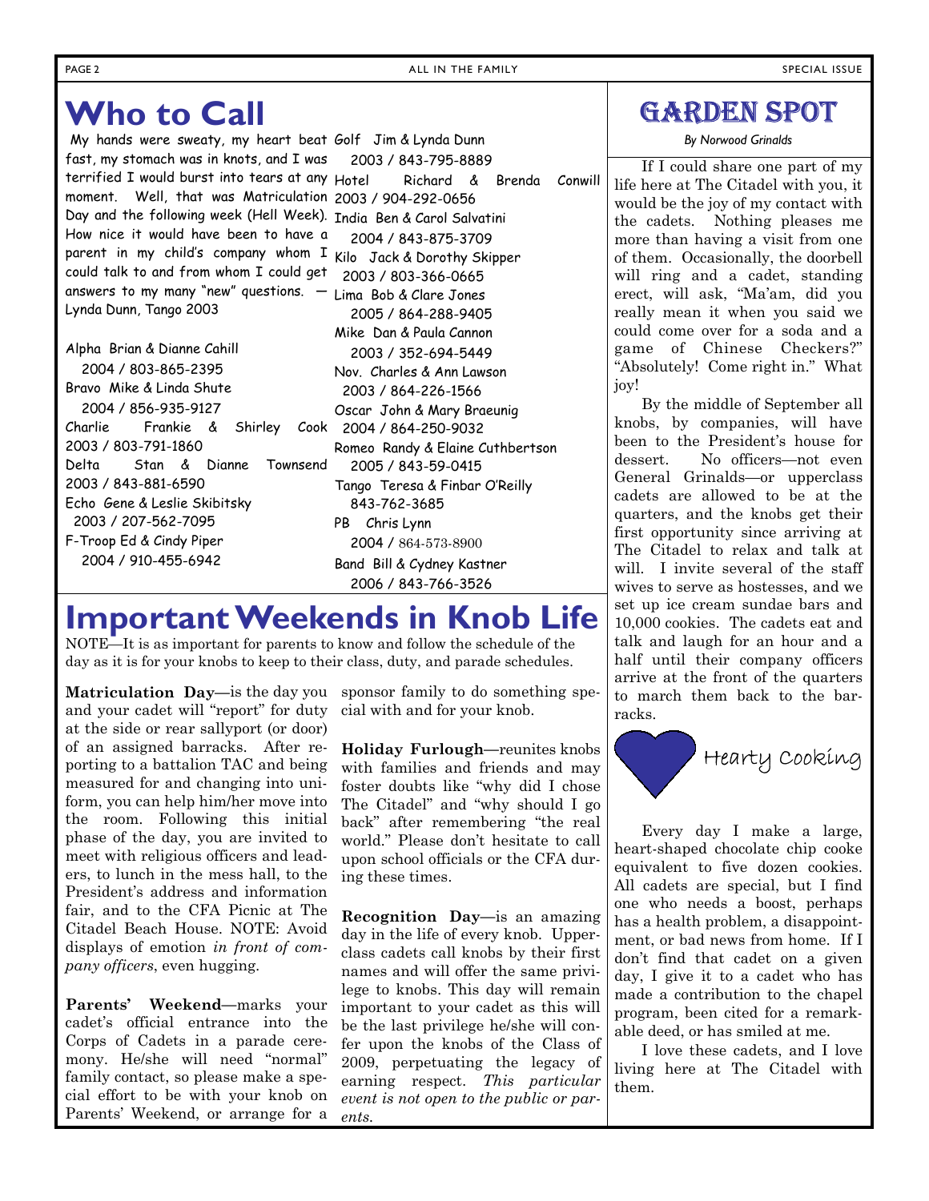# Who to Call

My hands were sweaty, my heart beat fast, my stomach was in knots, and I was terrified I would burst into tears at any moment. Well, that was Matriculation Day and the following week (Hell Week). How nice it would have been to have a parent in my child's company whom I could talk to and from whom I could get answers to my many "new" questions. — Lynda Dunn, Tango 2003

Alpha Brian & Dianne Cahill
2004 / 803-865-2395

Bravo Mike & Linda Shute
2004 / 856-935-9127

Charlie Frankie & Shirley Cook
2003 / 803-791-1860

Delta Stan & Dianne Townsend
2003 / 843-881-6590

Echo Gene & Leslie Skibitsky
2003 / 207-562-7095

F-Troop Ed & Cindy Piper
2004 / 910-455-6942

Golf Jim & Lynda Dunn
2003 / 843-795-8889

Hotel Richard & Brenda Conwill
2003 / 904-292-0656

India Ben & Carol Salvatini
2004 / 843-875-3709

Kilo Jack & Dorothy Skipper
2003 / 803-366-0665

Lima Bob & Clare Jones
2005 / 864-288-9405

Mike Dan & Paula Cannon
2003 / 352-694-5449

Nov. Charles & Ann Lawson
2003 / 864-226-1566

Oscar John & Mary Braeunig
2004 / 864-250-9032

Romeo Randy & Elaine Cuthbertson
2005 / 843-59-0415

Tango Teresa & Finbar O'Reilly
843-762-3685

PB Chris Lynn
2004 / 864-573-8900

Band Bill & Cydney Kastner
2006 / 843-766-3526

# Important Weekends in Knob Life

NOTE—It is as important for parents to know and follow the schedule of the day as it is for your knobs to keep to their class, duty, and parade schedules.

**Matriculation Day**—is the day you and your cadet will "report" for duty at the side or rear sallyport (or door) of an assigned barracks. After reporting to a battalion TAC and being measured for and changing into uniform, you can help him/her move into the room. Following this initial phase of the day, you are invited to meet with religious officers and leaders, to lunch in the mess hall, to the President's address and information fair, and to the CFA Picnic at The Citadel Beach House. NOTE: Avoid displays of emotion *in front of company officers*, even hugging.

**Parents' Weekend**—marks your cadet's official entrance into the Corps of Cadets in a parade ceremony. He/she will need "normal" family contact, so please make a special effort to be with your knob on Parents' Weekend, or arrange for a sponsor family to do something special with and for your knob.

**Holiday Furlough**—reunites knobs with families and friends and may foster doubts like "why did I chose The Citadel" and "why should I go back" after remembering "the real world." Please don't hesitate to call upon school officials or the CFA during these times.

**Recognition Day**—is an amazing day in the life of every knob. Upperclass cadets call knobs by their first names and will offer the same privilege to knobs. This day will remain important to your cadet as this will be the last privilege he/she will confer upon the knobs of the Class of 2009, perpetuating the legacy of earning respect. *This particular event is not open to the public or parents.*

# Garden Spot

*By Norwood Grinalds*

If I could share one part of my life here at The Citadel with you, it would be the joy of my contact with the cadets. Nothing pleases me more than having a visit from one of them. Occasionally, the doorbell will ring and a cadet, standing erect, will ask, "Ma'am, did you really mean it when you said we could come over for a soda and a game of Chinese Checkers?" "Absolutely! Come right in." What joy!

By the middle of September all knobs, by companies, will have been to the President's house for dessert. No officers—not even General Grinalds—or upperclass cadets are allowed to be at the quarters, and the knobs get their first opportunity since arriving at The Citadel to relax and talk at will. I invite several of the staff wives to serve as hostesses, and we set up ice cream sundae bars and 10,000 cookies. The cadets eat and talk and laugh for an hour and a half until their company officers arrive at the front of the quarters to march them back to the barracks.

## Hearty Cooking

Every day I make a large, heart-shaped chocolate chip cooke equivalent to five dozen cookies. All cadets are special, but I find one who needs a boost, perhaps has a health problem, a disappointment, or bad news from home. If I don't find that cadet on a given day, I give it to a cadet who has made a contribution to the chapel program, been cited for a remarkable deed, or has smiled at me.

I love these cadets, and I love living here at The Citadel with them.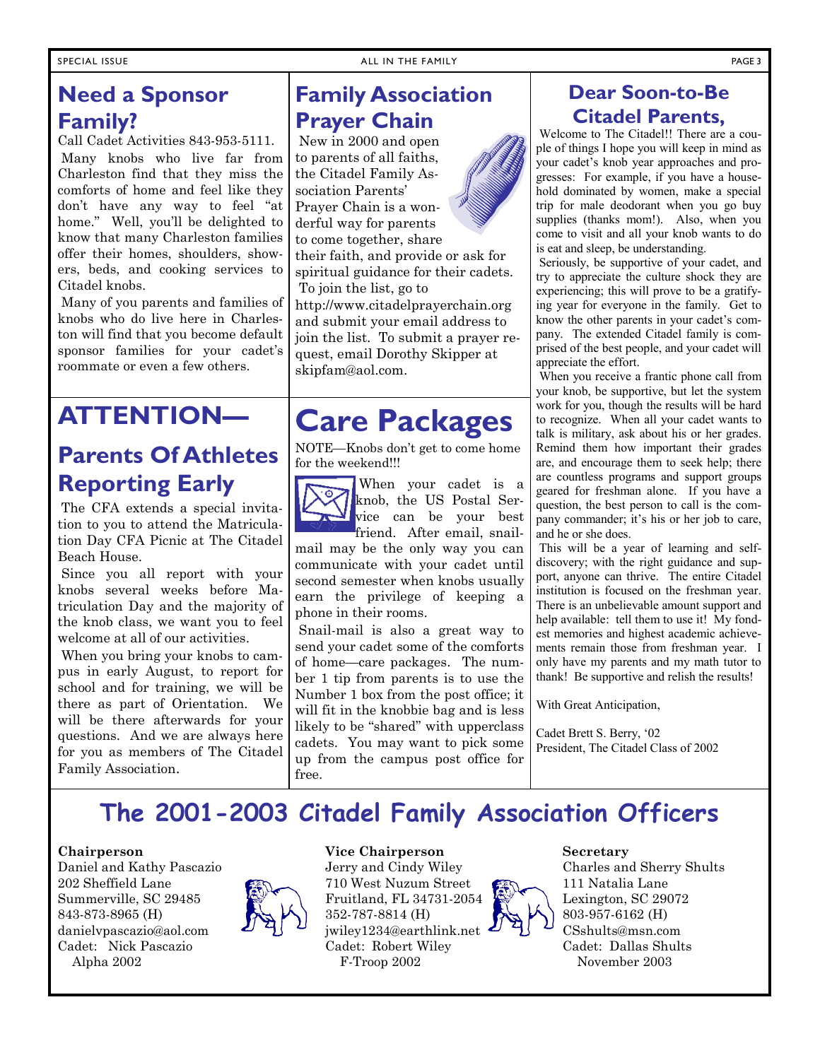## Need a Sponsor Family?

Call Cadet Activities 843-953-5111.

Many knobs who live far from Charleston find that they miss the comforts of home and feel like they don't have any way to feel "at home." Well, you'll be delighted to know that many Charleston families offer their homes, shoulders, showers, beds, and cooking services to Citadel knobs.

Many of you parents and families of knobs who do live here in Charleston will find that you become default sponsor families for your cadet's roommate or even a few others.

## ATTENTION—

## Parents Of Athletes Reporting Early

The CFA extends a special invitation to you to attend the Matriculation Day CFA Picnic at The Citadel Beach House.

Since you all report with your knobs several weeks before Matriculation Day and the majority of the knob class, we want you to feel welcome at all of our activities.

When you bring your knobs to campus in early August, to report for school and for training, we will be there as part of Orientation. We will be there afterwards for your questions. And we are always here for you as members of The Citadel Family Association.

## Family Association Prayer Chain

New in 2000 and open to parents of all faiths, the Citadel Family Association Parents' Prayer Chain is a wonderful way for parents to come together, share their faith, and provide or ask for spiritual guidance for their cadets.

To join the list, go to http://www.citadelprayerchain.org and submit your email address to join the list. To submit a prayer request, email Dorothy Skipper at skipfam@aol.com.

# Care Packages

NOTE—Knobs don't get to come home for the weekend!!!

When your cadet is a knob, the US Postal Service can be your best friend. After email, snail-mail may be the only way you can communicate with your cadet until second semester when knobs usually earn the privilege of keeping a phone in their rooms.

Snail-mail is also a great way to send your cadet some of the comforts of home—care packages. The number 1 tip from parents is to use the Number 1 box from the post office; it will fit in the knobbie bag and is less likely to be "shared" with upperclass cadets. You may want to pick some up from the campus post office for free.

## Dear Soon-to-Be Citadel Parents,

Welcome to The Citadel!! There are a couple of things I hope you will keep in mind as your cadet's knob year approaches and progresses: For example, if you have a household dominated by women, make a special trip for male deodorant when you go buy supplies (thanks mom!). Also, when you come to visit and all your knob wants to do is eat and sleep, be understanding.

Seriously, be supportive of your cadet, and try to appreciate the culture shock they are experiencing; this will prove to be a gratifying year for everyone in the family. Get to know the other parents in your cadet's company. The extended Citadel family is comprised of the best people, and your cadet will appreciate the effort.

When you receive a frantic phone call from your knob, be supportive, but let the system work for you, though the results will be hard to recognize. When all your cadet wants to talk is military, ask about his or her grades. Remind them how important their grades are, and encourage them to seek help; there are countless programs and support groups geared for freshman alone. If you have a question, the best person to call is the company commander; it's his or her job to care, and he or she does.

This will be a year of learning and self-discovery; with the right guidance and support, anyone can thrive. The entire Citadel institution is focused on the freshman year. There is an unbelievable amount support and help available: tell them to use it! My fondest memories and highest academic achievements remain those from freshman year. I only have my parents and my math tutor to thank! Be supportive and relish the results!

With Great Anticipation,

Cadet Brett S. Berry, '02
President, The Citadel Class of 2002

## The 2001-2003 Citadel Family Association Officers

**Chairperson**
Daniel and Kathy Pascazio
202 Sheffield Lane
Summerville, SC 29485
843-873-8965 (H)
danielvpascazio@aol.com
Cadet: Nick Pascazio
Alpha 2002

**Vice Chairperson**
Jerry and Cindy Wiley
710 West Nuzum Street
Fruitland, FL 34731-2054
352-787-8814 (H)
jwiley1234@earthlink.net
Cadet: Robert Wiley
F-Troop 2002

**Secretary**
Charles and Sherry Shults
111 Natalia Lane
Lexington, SC 29072
803-957-6162 (H)
CSshults@msn.com
Cadet: Dallas Shults
November 2003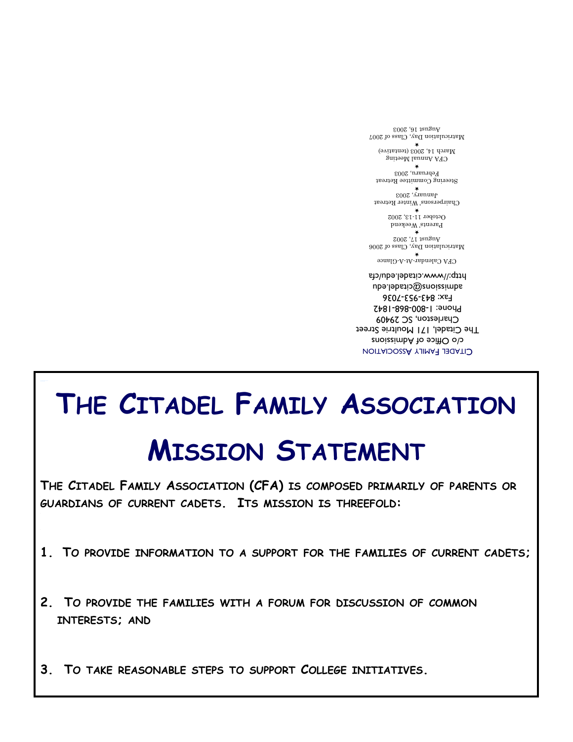Citadel Family Association

c/o Office of Admissions

The Citadel, 171 Moultrie Street

Charleston, SC 29409

Phone: 1-800-868-1842

Fax: 843-953-7036

admissions@citadel.edu

http://www.citadel.edu/cfa

CFA Calendar-At-A-Glance

★

Matriculation Day, Class of 2006

August 17, 2002

★

Parents' Weekend

October 11-13, 2002

★

Chairpersons' Winter Retreat

January, 2003

★

Steering Committee Retreat

February, 2003

★

CFA Annual Meeting

March 14, 2003 (tentative)

★

Matriculation Day, Class of 2007

August 16, 2003

# The Citadel Family Association Mission Statement

**The Citadel Family Association (CFA) is composed primarily of parents or guardians of current cadets. Its mission is threefold:**

1. **To provide information to a support for the families of current cadets;**
2. **To provide the families with a forum for discussion of common interests; and**
3. **To take reasonable steps to support College initiatives.**